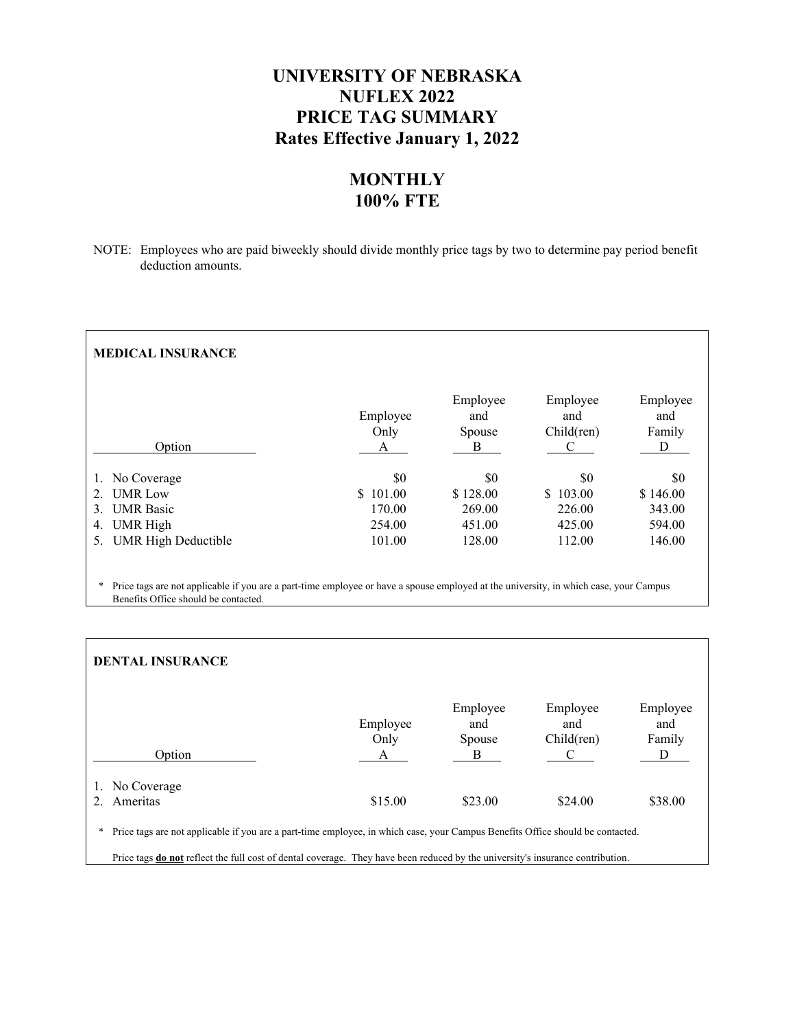# UNIVERSITY OF NEBRASKA
# NUFLEX 2022
# PRICE TAG SUMMARY
# Rates Effective January 1, 2022

## MONTHLY
## 100% FTE

NOTE: Employees who are paid biweekly should divide monthly price tags by two to determine pay period benefit deduction amounts.

### MEDICAL INSURANCE

| Option | Employee Only A | Employee and Spouse B | Employee and Child(ren) C | Employee and Family D |
|---|---|---|---|---|
| 1. No Coverage | $0 | $0 | $0 | $0 |
| 2. UMR Low | $ 101.00 | $ 128.00 | $ 103.00 | $ 146.00 |
| 3. UMR Basic | 170.00 | 269.00 | 226.00 | 343.00 |
| 4. UMR High | 254.00 | 451.00 | 425.00 | 594.00 |
| 5. UMR High Deductible | 101.00 | 128.00 | 112.00 | 146.00 |

\* Price tags are not applicable if you are a part-time employee or have a spouse employed at the university, in which case, your Campus Benefits Office should be contacted.

### DENTAL INSURANCE

| Option | Employee Only A | Employee and Spouse B | Employee and Child(ren) C | Employee and Family D |
|---|---|---|---|---|
| 1. No Coverage | | | | |
| 2. Ameritas | $15.00 | $23.00 | $24.00 | $38.00 |

\* Price tags are not applicable if you are a part-time employee, in which case, your Campus Benefits Office should be contacted.

Price tags **do not** reflect the full cost of dental coverage. They have been reduced by the university's insurance contribution.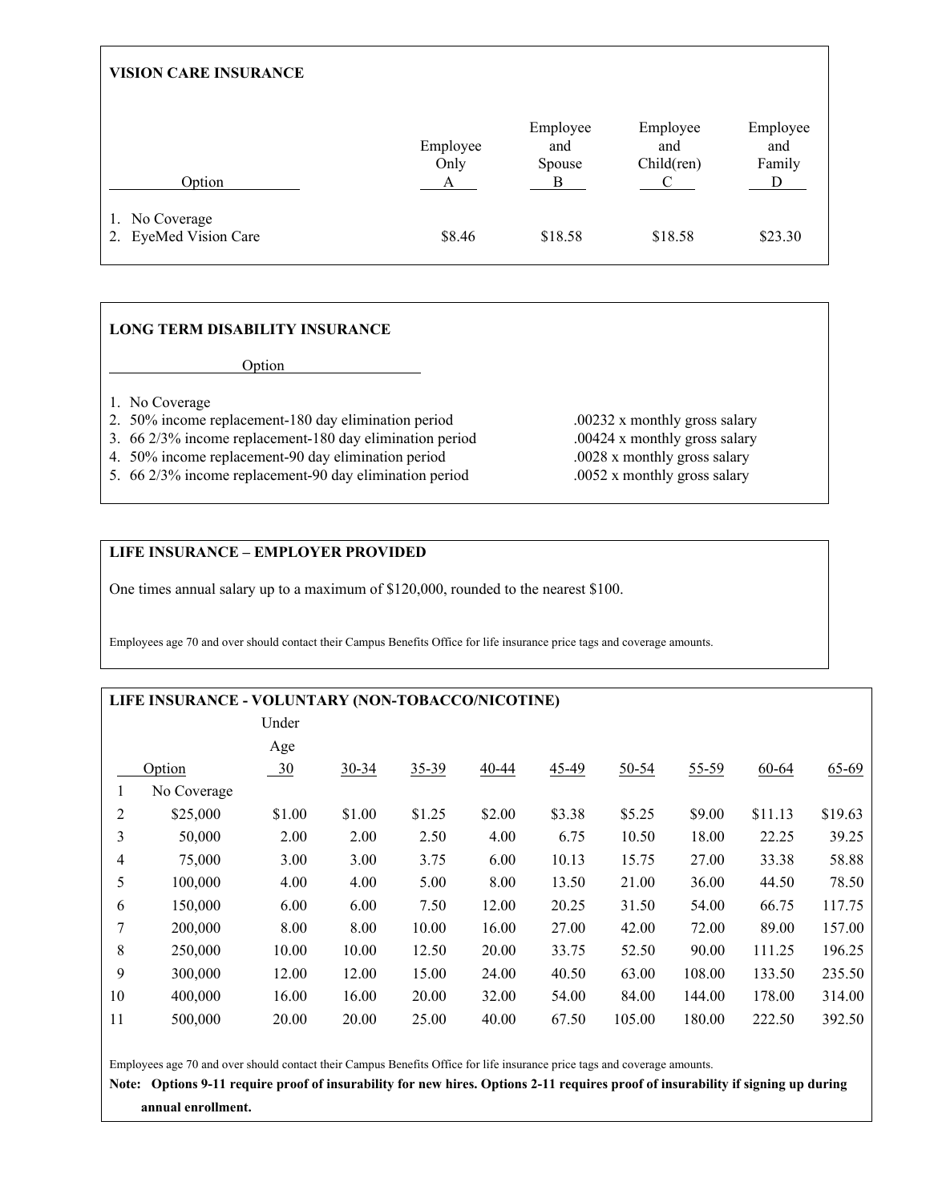## VISION CARE INSURANCE

| Option | Employee Only A | Employee and Spouse B | Employee and Child(ren) C | Employee and Family D |
|---|---|---|---|---|
| 1. No Coverage | | | | |
| 2. EyeMed Vision Care | $8.46 | $18.58 | $18.58 | $23.30 |

## LONG TERM DISABILITY INSURANCE

| Option | |
|---|---|
| 1. No Coverage | |
| 2. 50% income replacement-180 day elimination period | .00232 x monthly gross salary |
| 3. 66 2/3% income replacement-180 day elimination period | .00424 x monthly gross salary |
| 4. 50% income replacement-90 day elimination period | .0028 x monthly gross salary |
| 5. 66 2/3% income replacement-90 day elimination period | .0052 x monthly gross salary |

## LIFE INSURANCE – EMPLOYER PROVIDED

One times annual salary up to a maximum of $120,000, rounded to the nearest $100.

Employees age 70 and over should contact their Campus Benefits Office for life insurance price tags and coverage amounts.

## LIFE INSURANCE - VOLUNTARY (NON-TOBACCO/NICOTINE)

| | Option | Under Age 30 | 30-34 | 35-39 | 40-44 | 45-49 | 50-54 | 55-59 | 60-64 | 65-69 |
|---|---|---|---|---|---|---|---|---|---|---|
| 1 | No Coverage | | | | | | | | | |
| 2 | $25,000 | $1.00 | $1.00 | $1.25 | $2.00 | $3.38 | $5.25 | $9.00 | $11.13 | $19.63 |
| 3 | 50,000 | 2.00 | 2.00 | 2.50 | 4.00 | 6.75 | 10.50 | 18.00 | 22.25 | 39.25 |
| 4 | 75,000 | 3.00 | 3.00 | 3.75 | 6.00 | 10.13 | 15.75 | 27.00 | 33.38 | 58.88 |
| 5 | 100,000 | 4.00 | 4.00 | 5.00 | 8.00 | 13.50 | 21.00 | 36.00 | 44.50 | 78.50 |
| 6 | 150,000 | 6.00 | 6.00 | 7.50 | 12.00 | 20.25 | 31.50 | 54.00 | 66.75 | 117.75 |
| 7 | 200,000 | 8.00 | 8.00 | 10.00 | 16.00 | 27.00 | 42.00 | 72.00 | 89.00 | 157.00 |
| 8 | 250,000 | 10.00 | 10.00 | 12.50 | 20.00 | 33.75 | 52.50 | 90.00 | 111.25 | 196.25 |
| 9 | 300,000 | 12.00 | 12.00 | 15.00 | 24.00 | 40.50 | 63.00 | 108.00 | 133.50 | 235.50 |
| 10 | 400,000 | 16.00 | 16.00 | 20.00 | 32.00 | 54.00 | 84.00 | 144.00 | 178.00 | 314.00 |
| 11 | 500,000 | 20.00 | 20.00 | 25.00 | 40.00 | 67.50 | 105.00 | 180.00 | 222.50 | 392.50 |

Employees age 70 and over should contact their Campus Benefits Office for life insurance price tags and coverage amounts.

**Note: Options 9-11 require proof of insurability for new hires. Options 2-11 requires proof of insurability if signing up during annual enrollment.**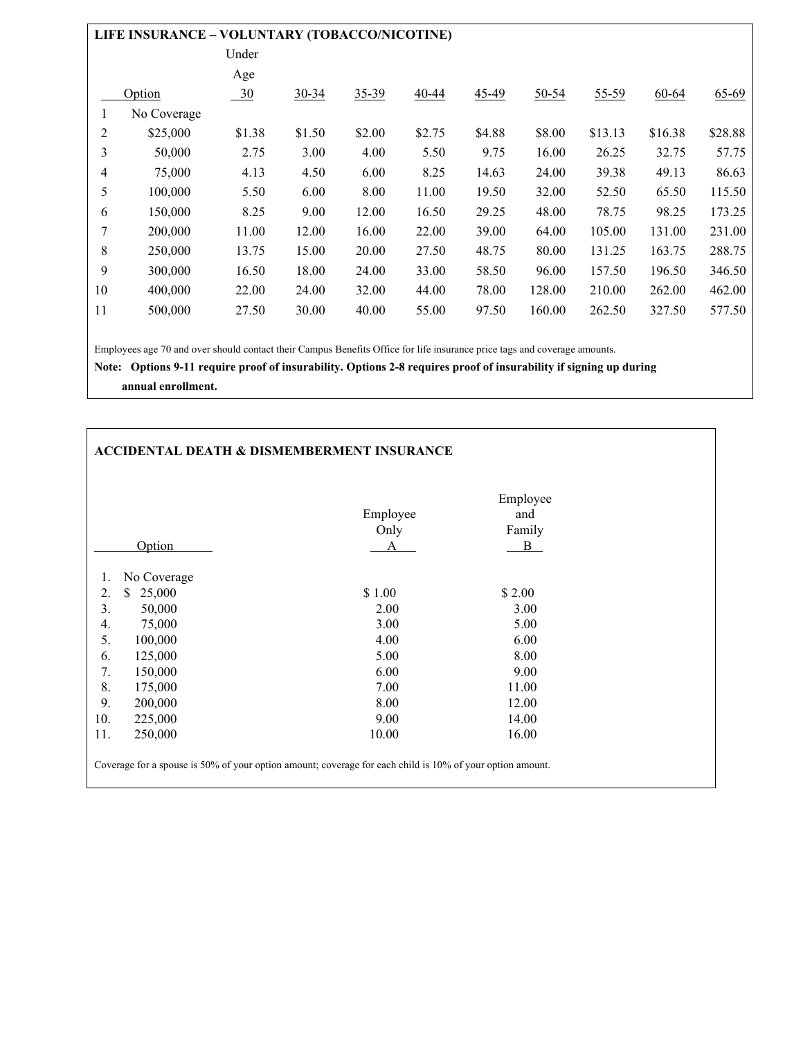## LIFE INSURANCE – VOLUNTARY (TOBACCO/NICOTINE)

| | Option | Under Age 30 | 30-34 | 35-39 | 40-44 | 45-49 | 50-54 | 55-59 | 60-64 | 65-69 |
|---|---|---|---|---|---|---|---|---|---|---|
| 1 | No Coverage | | | | | | | | | |
| 2 | $25,000 | $1.38 | $1.50 | $2.00 | $2.75 | $4.88 | $8.00 | $13.13 | $16.38 | $28.88 |
| 3 | 50,000 | 2.75 | 3.00 | 4.00 | 5.50 | 9.75 | 16.00 | 26.25 | 32.75 | 57.75 |
| 4 | 75,000 | 4.13 | 4.50 | 6.00 | 8.25 | 14.63 | 24.00 | 39.38 | 49.13 | 86.63 |
| 5 | 100,000 | 5.50 | 6.00 | 8.00 | 11.00 | 19.50 | 32.00 | 52.50 | 65.50 | 115.50 |
| 6 | 150,000 | 8.25 | 9.00 | 12.00 | 16.50 | 29.25 | 48.00 | 78.75 | 98.25 | 173.25 |
| 7 | 200,000 | 11.00 | 12.00 | 16.00 | 22.00 | 39.00 | 64.00 | 105.00 | 131.00 | 231.00 |
| 8 | 250,000 | 13.75 | 15.00 | 20.00 | 27.50 | 48.75 | 80.00 | 131.25 | 163.75 | 288.75 |
| 9 | 300,000 | 16.50 | 18.00 | 24.00 | 33.00 | 58.50 | 96.00 | 157.50 | 196.50 | 346.50 |
| 10 | 400,000 | 22.00 | 24.00 | 32.00 | 44.00 | 78.00 | 128.00 | 210.00 | 262.00 | 462.00 |
| 11 | 500,000 | 27.50 | 30.00 | 40.00 | 55.00 | 97.50 | 160.00 | 262.50 | 327.50 | 577.50 |

Employees age 70 and over should contact their Campus Benefits Office for life insurance price tags and coverage amounts.

**Note: Options 9-11 require proof of insurability. Options 2-8 requires proof of insurability if signing up during annual enrollment.**

## ACCIDENTAL DEATH & DISMEMBERMENT INSURANCE

| Option | Employee Only A | Employee and Family B |
|---|---|---|
| 1. No Coverage | | |
| 2. $ 25,000 | $ 1.00 | $ 2.00 |
| 3. 50,000 | 2.00 | 3.00 |
| 4. 75,000 | 3.00 | 5.00 |
| 5. 100,000 | 4.00 | 6.00 |
| 6. 125,000 | 5.00 | 8.00 |
| 7. 150,000 | 6.00 | 9.00 |
| 8. 175,000 | 7.00 | 11.00 |
| 9. 200,000 | 8.00 | 12.00 |
| 10. 225,000 | 9.00 | 14.00 |
| 11. 250,000 | 10.00 | 16.00 |

Coverage for a spouse is 50% of your option amount; coverage for each child is 10% of your option amount.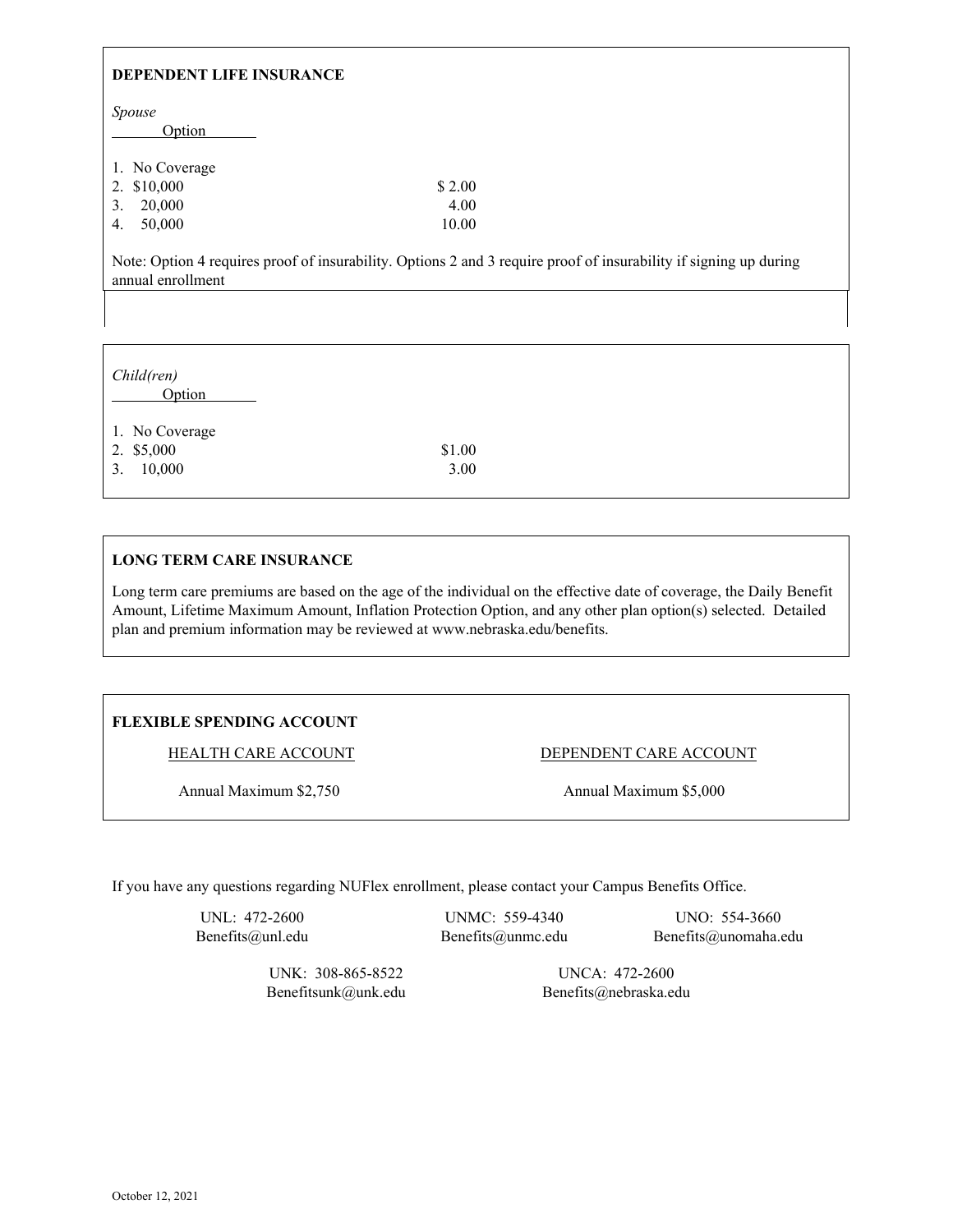## DEPENDENT LIFE INSURANCE

*Spouse*

| Option | |
|---|---|
| 1. No Coverage | |
| 2. $10,000 | $ 2.00 |
| 3. 20,000 | 4.00 |
| 4. 50,000 | 10.00 |

Note: Option 4 requires proof of insurability. Options 2 and 3 require proof of insurability if signing up during annual enrollment

*Child(ren)*

| Option | |
|---|---|
| 1. No Coverage | |
| 2. $5,000 | $1.00 |
| 3. 10,000 | 3.00 |

## LONG TERM CARE INSURANCE

Long term care premiums are based on the age of the individual on the effective date of coverage, the Daily Benefit Amount, Lifetime Maximum Amount, Inflation Protection Option, and any other plan option(s) selected. Detailed plan and premium information may be reviewed at www.nebraska.edu/benefits.

## FLEXIBLE SPENDING ACCOUNT

| HEALTH CARE ACCOUNT | DEPENDENT CARE ACCOUNT |
|---|---|
| Annual Maximum $2,750 | Annual Maximum $5,000 |

If you have any questions regarding NUFlex enrollment, please contact your Campus Benefits Office.

UNL: 472-2600
Benefits@unl.edu

UNMC: 559-4340
Benefits@unmc.edu

UNO: 554-3660
Benefits@unomaha.edu

UNK: 308-865-8522
Benefitsunk@unk.edu

UNCA: 472-2600
Benefits@nebraska.edu

October 12, 2021